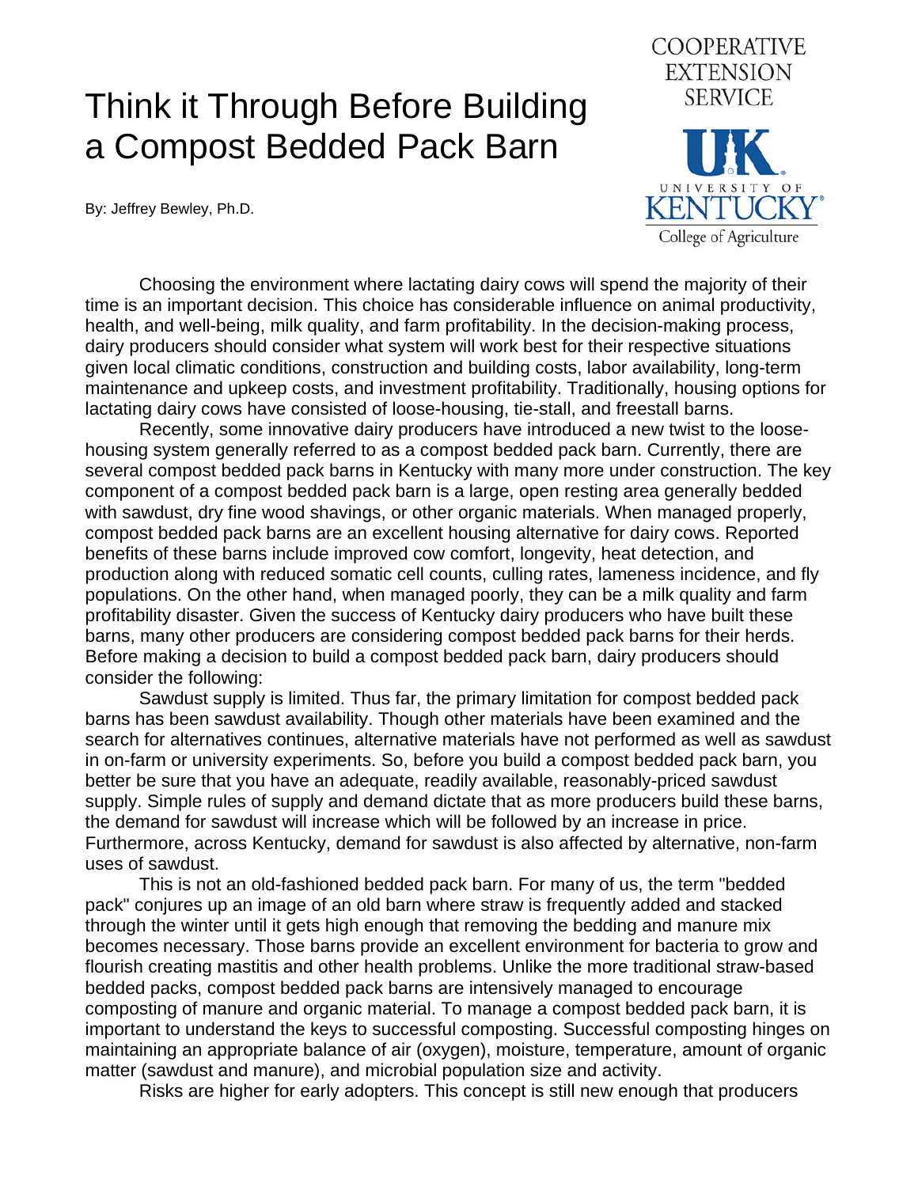# Think it Through Before Building a Compost Bedded Pack Barn

COOPERATIVE EXTENSION SERVICE

UNIVERSITY OF KENTUCKY College of Agriculture

By: Jeffrey Bewley, Ph.D.

Choosing the environment where lactating dairy cows will spend the majority of their time is an important decision. This choice has considerable influence on animal productivity, health, and well-being, milk quality, and farm profitability. In the decision-making process, dairy producers should consider what system will work best for their respective situations given local climatic conditions, construction and building costs, labor availability, long-term maintenance and upkeep costs, and investment profitability. Traditionally, housing options for lactating dairy cows have consisted of loose-housing, tie-stall, and freestall barns.

Recently, some innovative dairy producers have introduced a new twist to the loose-housing system generally referred to as a compost bedded pack barn. Currently, there are several compost bedded pack barns in Kentucky with many more under construction. The key component of a compost bedded pack barn is a large, open resting area generally bedded with sawdust, dry fine wood shavings, or other organic materials. When managed properly, compost bedded pack barns are an excellent housing alternative for dairy cows. Reported benefits of these barns include improved cow comfort, longevity, heat detection, and production along with reduced somatic cell counts, culling rates, lameness incidence, and fly populations. On the other hand, when managed poorly, they can be a milk quality and farm profitability disaster. Given the success of Kentucky dairy producers who have built these barns, many other producers are considering compost bedded pack barns for their herds. Before making a decision to build a compost bedded pack barn, dairy producers should consider the following:

Sawdust supply is limited. Thus far, the primary limitation for compost bedded pack barns has been sawdust availability. Though other materials have been examined and the search for alternatives continues, alternative materials have not performed as well as sawdust in on-farm or university experiments. So, before you build a compost bedded pack barn, you better be sure that you have an adequate, readily available, reasonably-priced sawdust supply. Simple rules of supply and demand dictate that as more producers build these barns, the demand for sawdust will increase which will be followed by an increase in price. Furthermore, across Kentucky, demand for sawdust is also affected by alternative, non-farm uses of sawdust.

This is not an old-fashioned bedded pack barn. For many of us, the term "bedded pack" conjures up an image of an old barn where straw is frequently added and stacked through the winter until it gets high enough that removing the bedding and manure mix becomes necessary. Those barns provide an excellent environment for bacteria to grow and flourish creating mastitis and other health problems. Unlike the more traditional straw-based bedded packs, compost bedded pack barns are intensively managed to encourage composting of manure and organic material. To manage a compost bedded pack barn, it is important to understand the keys to successful composting. Successful composting hinges on maintaining an appropriate balance of air (oxygen), moisture, temperature, amount of organic matter (sawdust and manure), and microbial population size and activity.

Risks are higher for early adopters. This concept is still new enough that producers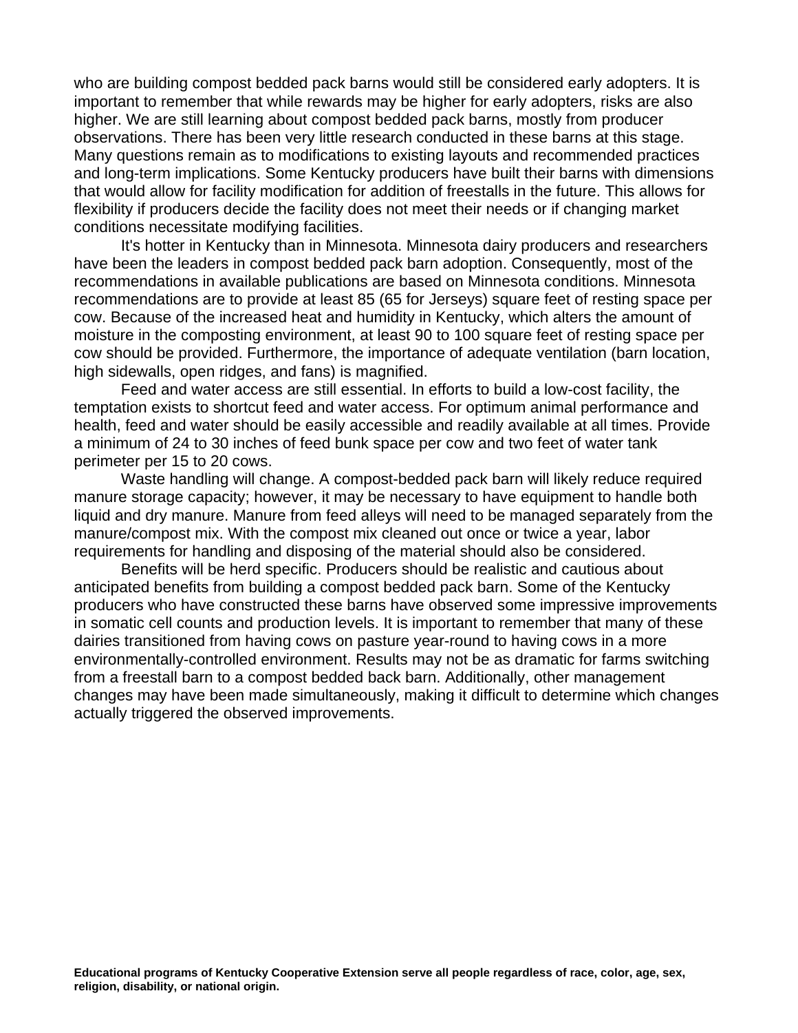who are building compost bedded pack barns would still be considered early adopters. It is important to remember that while rewards may be higher for early adopters, risks are also higher. We are still learning about compost bedded pack barns, mostly from producer observations. There has been very little research conducted in these barns at this stage. Many questions remain as to modifications to existing layouts and recommended practices and long-term implications. Some Kentucky producers have built their barns with dimensions that would allow for facility modification for addition of freestalls in the future. This allows for flexibility if producers decide the facility does not meet their needs or if changing market conditions necessitate modifying facilities.

It's hotter in Kentucky than in Minnesota. Minnesota dairy producers and researchers have been the leaders in compost bedded pack barn adoption. Consequently, most of the recommendations in available publications are based on Minnesota conditions. Minnesota recommendations are to provide at least 85 (65 for Jerseys) square feet of resting space per cow. Because of the increased heat and humidity in Kentucky, which alters the amount of moisture in the composting environment, at least 90 to 100 square feet of resting space per cow should be provided. Furthermore, the importance of adequate ventilation (barn location, high sidewalls, open ridges, and fans) is magnified.

Feed and water access are still essential. In efforts to build a low-cost facility, the temptation exists to shortcut feed and water access. For optimum animal performance and health, feed and water should be easily accessible and readily available at all times. Provide a minimum of 24 to 30 inches of feed bunk space per cow and two feet of water tank perimeter per 15 to 20 cows.

Waste handling will change. A compost-bedded pack barn will likely reduce required manure storage capacity; however, it may be necessary to have equipment to handle both liquid and dry manure. Manure from feed alleys will need to be managed separately from the manure/compost mix. With the compost mix cleaned out once or twice a year, labor requirements for handling and disposing of the material should also be considered.

Benefits will be herd specific. Producers should be realistic and cautious about anticipated benefits from building a compost bedded pack barn. Some of the Kentucky producers who have constructed these barns have observed some impressive improvements in somatic cell counts and production levels. It is important to remember that many of these dairies transitioned from having cows on pasture year-round to having cows in a more environmentally-controlled environment. Results may not be as dramatic for farms switching from a freestall barn to a compost bedded back barn. Additionally, other management changes may have been made simultaneously, making it difficult to determine which changes actually triggered the observed improvements.

**Educational programs of Kentucky Cooperative Extension serve all people regardless of race, color, age, sex, religion, disability, or national origin.**